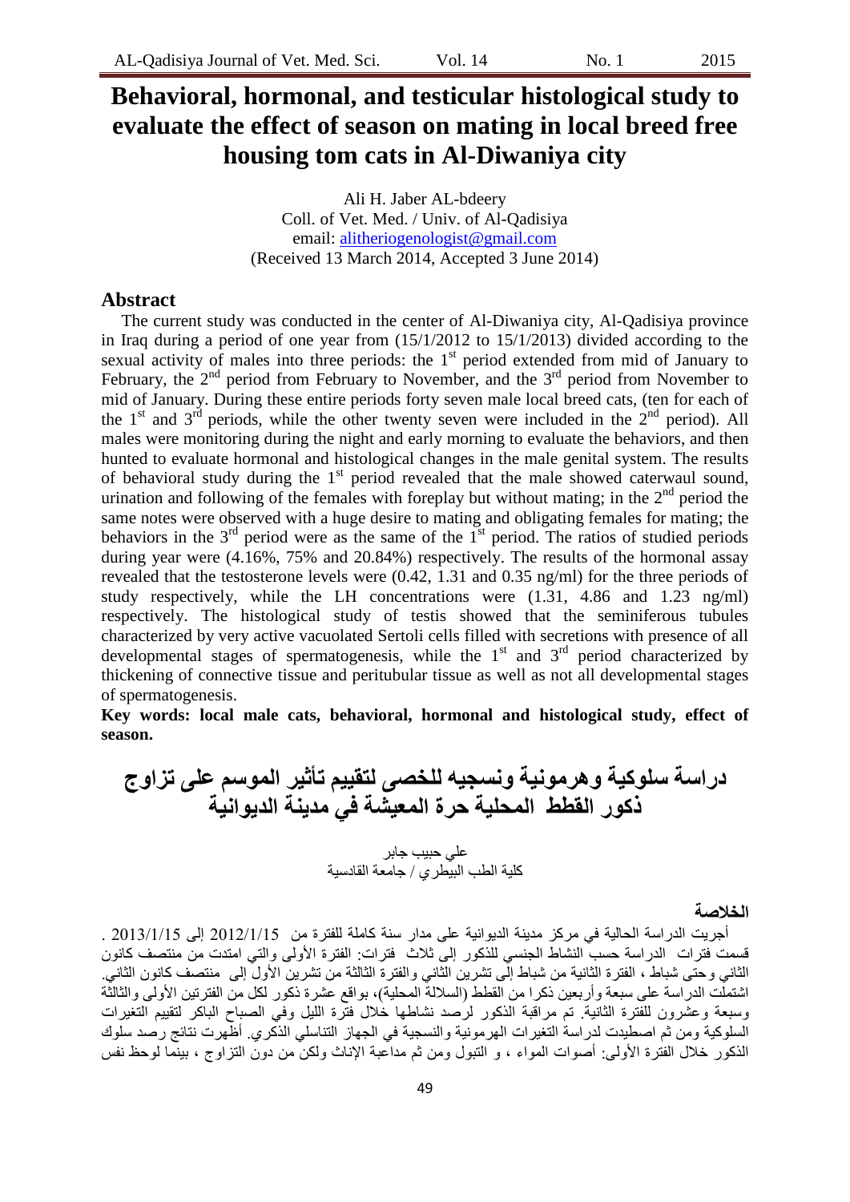# Behavioral, hormonal, and testicular histological study to evaluate the effect of season on mating in local breed free housing tom cats in Al-Diwaniya city

Ali H. Jaber AL-bdeery
Coll. of Vet. Med. / Univ. of Al-Qadisiya
email: alitheriogenologist@gmail.com
(Received 13 March 2014, Accepted 3 June 2014)

## Abstract

The current study was conducted in the center of Al-Diwaniya city, Al-Qadisiya province in Iraq during a period of one year from (15/1/2012 to 15/1/2013) divided according to the sexual activity of males into three periods: the 1st period extended from mid of January to February, the 2nd period from February to November, and the 3rd period from November to mid of January. During these entire periods forty seven male local breed cats, (ten for each of the 1st and 3rd periods, while the other twenty seven were included in the 2nd period). All males were monitoring during the night and early morning to evaluate the behaviors, and then hunted to evaluate hormonal and histological changes in the male genital system. The results of behavioral study during the 1st period revealed that the male showed caterwaul sound, urination and following of the females with foreplay but without mating; in the 2nd period the same notes were observed with a huge desire to mating and obligating females for mating; the behaviors in the 3rd period were as the same of the 1st period. The ratios of studied periods during year were (4.16%, 75% and 20.84%) respectively. The results of the hormonal assay revealed that the testosterone levels were (0.42, 1.31 and 0.35 ng/ml) for the three periods of study respectively, while the LH concentrations were (1.31, 4.86 and 1.23 ng/ml) respectively. The histological study of testis showed that the seminiferous tubules characterized by very active vacuolated Sertoli cells filled with secretions with presence of all developmental stages of spermatogenesis, while the 1st and 3rd period characterized by thickening of connective tissue and peritubular tissue as well as not all developmental stages of spermatogenesis.

**Key words: local male cats, behavioral, hormonal and histological study, effect of season.**

# دراسة سلوكية وهرمونية ونسجيه للخصى لتقييم تأثير الموسم على تزاوج ذكور القطط المحلية حرة المعيشة في مدينة الديوانية

علي حبيب جابر
كلية الطب البيطري / جامعة القادسية

## الخلاصة

أجريت الدراسة الحالية في مركز مدينة الديوانية على مدار سنة كاملة للفترة من 2012/1/15 إلى 2013/1/15 . قسمت فترات الدراسة حسب النشاط الجنسي للذكور إلى ثلاث فترات: الفترة الأولى والتي امتدت من منتصف كانون الثاني وحتى شباط ، الفترة الثانية من شباط إلى تشرين الثاني والفترة الثالثة من تشرين الأول إلى منتصف كانون الثاني. اشتملت الدراسة على سبعة وأربعين ذكرا من القطط (السلالة المحلية)، بواقع عشرة ذكور لكل من الفترتين الأولى والثالثة وسبعة وعشرون للفترة الثانية. تم مراقبة الذكور لرصد نشاطها خلال فترة الليل وفي الصباح الباكر لتقييم التغيرات السلوكية ومن ثم اصطيدت لدراسة التغيرات الهرمونية والنسجية في الجهاز التناسلي الذكري. أظهرت نتائج رصد سلوك الذكور خلال الفترة الأولى: أصوات المواء ، و التبول ومن ثم مداعبة الإناث ولكن من دون التزاوج ، بينما لوحظ نفس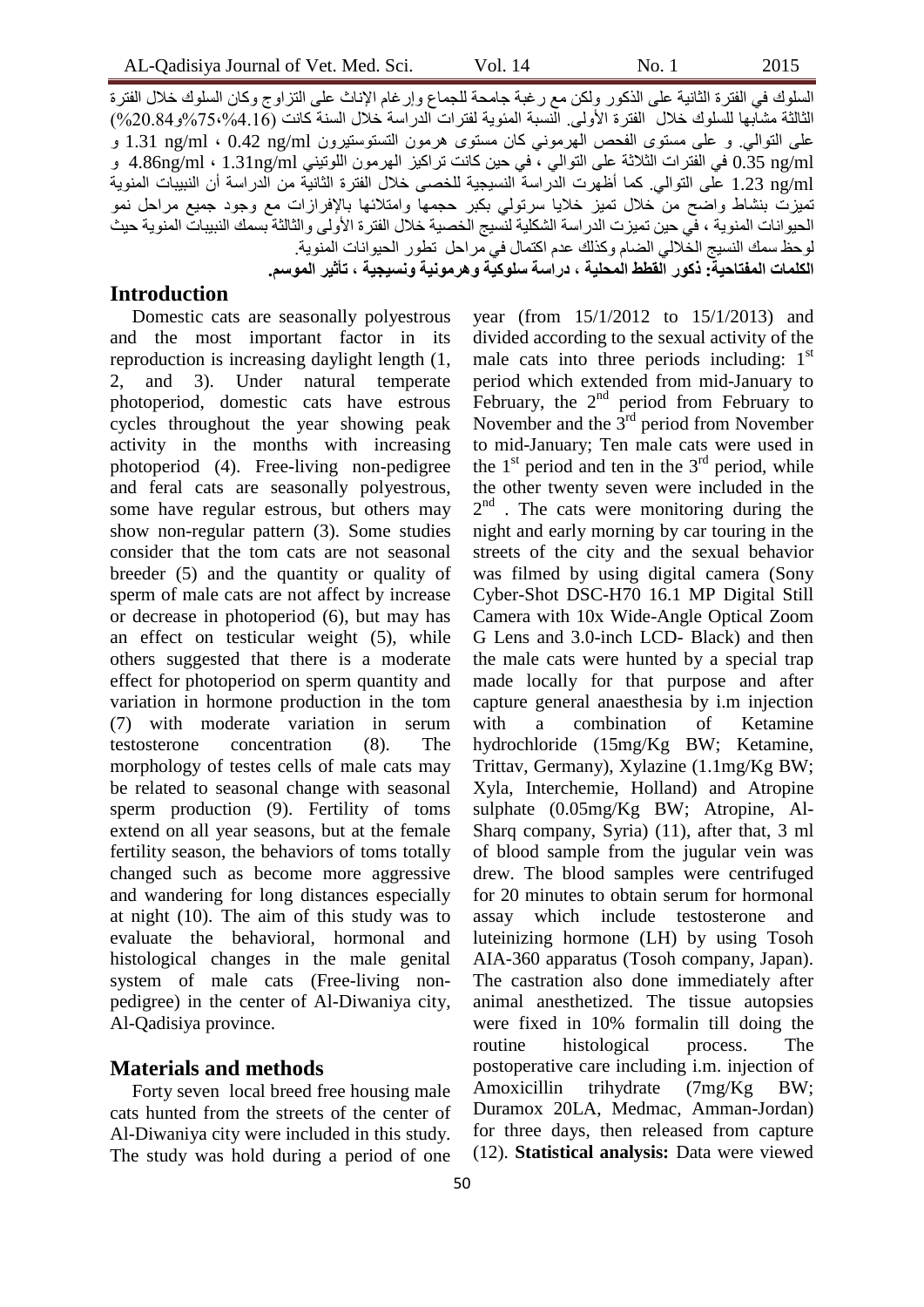السلوك في الفترة الثانية على الذكور ولكن مع رغبة جامحة للجماع وإرغام الإناث على التزاوج وكان السلوك خلال الفترة الثالثة مشابها للسلوك خلال الفترة الأولى. النسبة المئوية لفترات الدراسة خلال السنة كانت (4.16%،75%و20.84%) على التوالي. و على مستوى الفحص الهرموني كان مستوى هرمون التستوستيرون 0.42 ng/ml ، 1.31 ng/ml و 0.35 ng/ml في الفترات الثلاثة على التوالي ، في حين كانت تراكيز الهرمون اللوتيني 1.31ng/ml ، 4.86ng/ml و 1.23 ng/ml على التوالي. كما أظهرت الدراسة النسيجية للخصى خلال الفترة الثانية من الدراسة أن النبيبات المنوية تميزت بنشاط واضح من خلال تميز خلايا سرتولي بكبر حجمها وامتلائها بالإفرازات مع وجود جميع مراحل نمو الحيوانات المنوية ، في حين تميزت الدراسة الشكلية لنسيج الخصية خلال الفترة الأولى والثالثة بسمك النبيبات المنوية حيث لوحظ سمك النسيج الخلالي الضام وكذلك عدم اكتمال في مراحل تطور الحيوانات المنوية.

**الكلمات المفتاحية: ذكور القطط المحلية ، دراسة سلوكية وهرمونية ونسيجية ، تأثير الموسم.**

## Introduction

Domestic cats are seasonally polyestrous and the most important factor in its reproduction is increasing daylight length (1, 2, and 3). Under natural temperate photoperiod, domestic cats have estrous cycles throughout the year showing peak activity in the months with increasing photoperiod (4). Free-living non-pedigree and feral cats are seasonally polyestrous, some have regular estrous, but others may show non-regular pattern (3). Some studies consider that the tom cats are not seasonal breeder (5) and the quantity or quality of sperm of male cats are not affect by increase or decrease in photoperiod (6), but may has an effect on testicular weight (5), while others suggested that there is a moderate effect for photoperiod on sperm quantity and variation in hormone production in the tom (7) with moderate variation in serum testosterone concentration (8). The morphology of testes cells of male cats may be related to seasonal change with seasonal sperm production (9). Fertility of toms extend on all year seasons, but at the female fertility season, the behaviors of toms totally changed such as become more aggressive and wandering for long distances especially at night (10). The aim of this study was to evaluate the behavioral, hormonal and histological changes in the male genital system of male cats (Free-living non-pedigree) in the center of Al-Diwaniya city, Al-Qadisiya province.

## Materials and methods

Forty seven local breed free housing male cats hunted from the streets of the center of Al-Diwaniya city were included in this study. The study was hold during a period of one year (from 15/1/2012 to 15/1/2013) and divided according to the sexual activity of the male cats into three periods including: 1st period which extended from mid-January to February, the 2nd period from February to November and the 3rd period from November to mid-January; Ten male cats were used in the 1st period and ten in the 3rd period, while the other twenty seven were included in the 2nd . The cats were monitoring during the night and early morning by car touring in the streets of the city and the sexual behavior was filmed by using digital camera (Sony Cyber-Shot DSC-H70 16.1 MP Digital Still Camera with 10x Wide-Angle Optical Zoom G Lens and 3.0-inch LCD- Black) and then the male cats were hunted by a special trap made locally for that purpose and after capture general anaesthesia by i.m injection with a combination of Ketamine hydrochloride (15mg/Kg BW; Ketamine, Trittav, Germany), Xylazine (1.1mg/Kg BW; Xyla, Interchemie, Holland) and Atropine sulphate (0.05mg/Kg BW; Atropine, Al-Sharq company, Syria) (11), after that, 3 ml of blood sample from the jugular vein was drew. The blood samples were centrifuged for 20 minutes to obtain serum for hormonal assay which include testosterone and luteinizing hormone (LH) by using Tosoh AIA-360 apparatus (Tosoh company, Japan). The castration also done immediately after animal anesthetized. The tissue autopsies were fixed in 10% formalin till doing the routine histological process. The postoperative care including i.m. injection of Amoxicillin trihydrate (7mg/Kg BW; Duramox 20LA, Medmac, Amman-Jordan) for three days, then released from capture (12). **Statistical analysis:** Data were viewed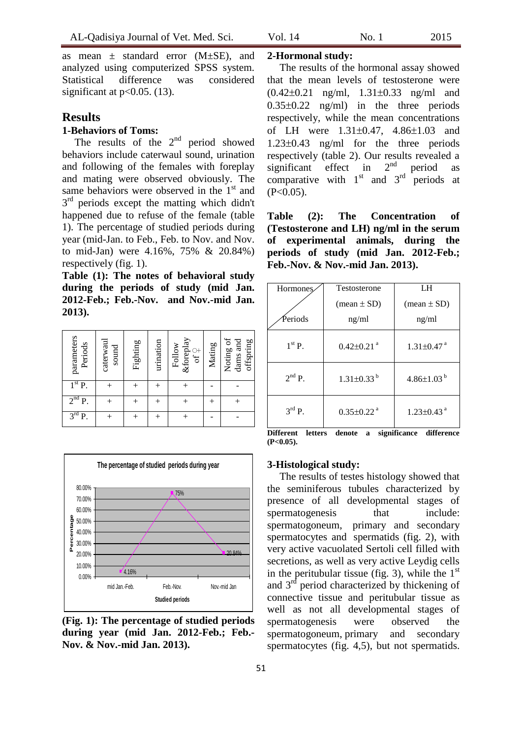as mean ± standard error (M±SE), and analyzed using computerized SPSS system. Statistical difference was considered significant at $p<0.05$. (13).

## Results

### 1-Behaviors of Toms:

The results of the 2nd period showed behaviors include caterwaul sound, urination and following of the females with foreplay and mating were observed obviously. The same behaviors were observed in the 1st and 3rd periods except the matting which didn't happened due to refuse of the female (table 1). The percentage of studied periods during year (mid-Jan. to Feb., Feb. to Nov. and Nov. to mid-Jan) were 4.16%, 75% & 20.84%) respectively (fig. 1).

**Table (1): The notes of behavioral study during the periods of study (mid Jan. 2012-Feb.; Feb.-Nov. and Nov.-mid Jan. 2013).**

| parameters / Periods | caterwaul sound | Fighting | urination | Follow &foreplay of ♀ | Mating | Noting of dams and offspring |
|---|---|---|---|---|---|---|
| 1st P. | + | + | + | + | - | - |
| 2nd P. | + | + | + | + | + | + |
| 3rd P. | + | + | + | + | - | - |

**(Fig. 1): The percentage of studied periods during year (mid Jan. 2012-Feb.; Feb.-Nov. & Nov.-mid Jan. 2013).**

### 2-Hormonal study:

The results of the hormonal assay showed that the mean levels of testosterone were (0.42±0.21 ng/ml, 1.31±0.33 ng/ml and 0.35±0.22 ng/ml) in the three periods respectively, while the mean concentrations of LH were 1.31±0.47, 4.86±1.03 and 1.23±0.43 ng/ml for the three periods respectively (table 2). Our results revealed a significant effect in 2nd period as comparative with 1st and 3rd periods at ($P<0.05$).

**Table (2): The Concentration of (Testosterone and LH) ng/ml in the serum of experimental animals, during the periods of study (mid Jan. 2012-Feb.; Feb.-Nov. & Nov.-mid Jan. 2013).**

| Hormones / Periods | Testosterone (mean ± SD) ng/ml | LH (mean ± SD) ng/ml |
|---|---|---|
| 1st P. | 0.42±0.21 [a] | 1.31±0.47 [a] |
| 2nd P. | 1.31±0.33 [b] | 4.86±1.03 [b] |
| 3rd P. | 0.35±0.22 [a] | 1.23±0.43 [a] |

**Different letters denote a significance difference ($P<0.05$).**

### 3-Histological study:

The results of testes histology showed that the seminiferous tubules characterized by presence of all developmental stages of spermatogenesis that include: spermatogoneum, primary and secondary spermatocytes and spermatids (fig. 2), with very active vacuolated Sertoli cell filled with secretions, as well as very active Leydig cells in the peritubular tissue (fig. 3), while the 1st and 3rd period characterized by thickening of connective tissue and peritubular tissue as well as not all developmental stages of spermatogenesis were observed the spermatogoneum, primary and secondary spermatocytes (fig. 4,5), but not spermatids.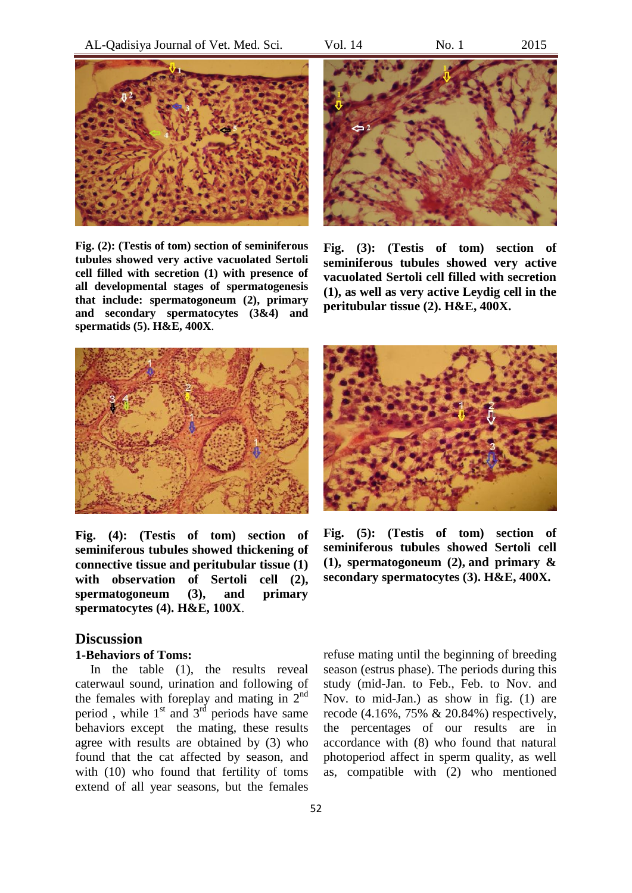**Fig. (2): (Testis of tom) section of seminiferous tubules showed very active vacuolated Sertoli cell filled with secretion (1) with presence of all developmental stages of spermatogenesis that include: spermatogoneum (2), primary and secondary spermatocytes (3&4) and spermatids (5). H&E, 400X**.

**Fig. (3): (Testis of tom) section of seminiferous tubules showed very active vacuolated Sertoli cell filled with secretion (1), as well as very active Leydig cell in the peritubular tissue (2). H&E, 400X.**

**Fig. (4): (Testis of tom) section of seminiferous tubules showed thickening of connective tissue and peritubular tissue (1) with observation of Sertoli cell (2), spermatogoneum (3), and primary spermatocytes (4). H&E, 100X**.

**Fig. (5): (Testis of tom) section of seminiferous tubules showed Sertoli cell (1), spermatogoneum (2), and primary & secondary spermatocytes (3). H&E, 400X.**

## Discussion

### 1-Behaviors of Toms:

In the table (1), the results reveal caterwaul sound, urination and following of the females with foreplay and mating in 2nd period , while 1st and 3rd periods have same behaviors except the mating, these results agree with results are obtained by (3) who found that the cat affected by season, and with (10) who found that fertility of toms extend of all year seasons, but the females refuse mating until the beginning of breeding season (estrus phase). The periods during this study (mid-Jan. to Feb., Feb. to Nov. and Nov. to mid-Jan.) as show in fig. (1) are recode (4.16%, 75% & 20.84%) respectively, the percentages of our results are in accordance with (8) who found that natural photoperiod affect in sperm quality, as well as, compatible with (2) who mentioned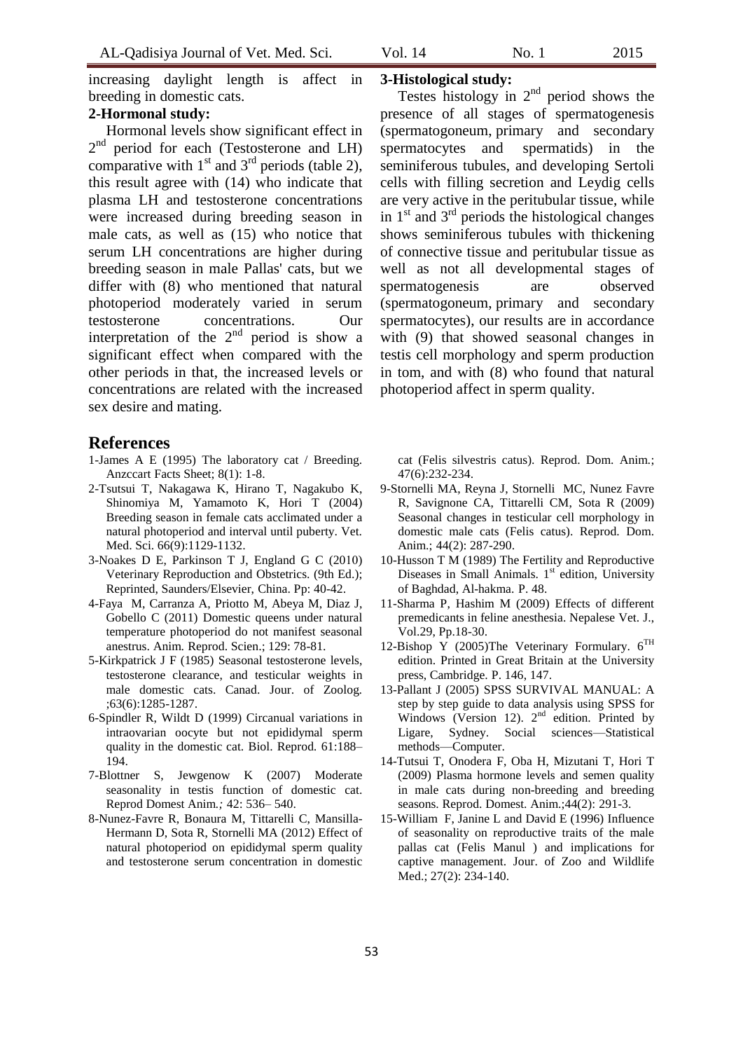increasing daylight length is affect in breeding in domestic cats.

**2-Hormonal study:**

Hormonal levels show significant effect in 2nd period for each (Testosterone and LH) comparative with 1st and 3rd periods (table 2), this result agree with (14) who indicate that plasma LH and testosterone concentrations were increased during breeding season in male cats, as well as (15) who notice that serum LH concentrations are higher during breeding season in male Pallas' cats, but we differ with (8) who mentioned that natural photoperiod moderately varied in serum testosterone concentrations. Our interpretation of the 2nd period is show a significant effect when compared with the other periods in that, the increased levels or concentrations are related with the increased sex desire and mating.

**3-Histological study:**

Testes histology in 2nd period shows the presence of all stages of spermatogenesis (spermatogoneum, primary and secondary spermatocytes and spermatids) in the seminiferous tubules, and developing Sertoli cells with filling secretion and Leydig cells are very active in the peritubular tissue, while in 1st and 3rd periods the histological changes shows seminiferous tubules with thickening of connective tissue and peritubular tissue as well as not all developmental stages of spermatogenesis are observed (spermatogoneum, primary and secondary spermatocytes), our results are in accordance with (9) that showed seasonal changes in testis cell morphology and sperm production in tom, and with (8) who found that natural photoperiod affect in sperm quality.

## References

1-James A E (1995) The laboratory cat / Breeding. Anzccart Facts Sheet; 8(1): 1-8.

2-Tsutsui T, Nakagawa K, Hirano T, Nagakubo K, Shinomiya M, Yamamoto K, Hori T (2004) Breeding season in female cats acclimated under a natural photoperiod and interval until puberty. Vet. Med. Sci. 66(9):1129-1132.

3-Noakes D E, Parkinson T J, England G C (2010) Veterinary Reproduction and Obstetrics. (9th Ed.); Reprinted, Saunders/Elsevier, China. Pp: 40-42.

4-Faya M, Carranza A, Priotto M, Abeya M, Diaz J, Gobello C (2011) Domestic queens under natural temperature photoperiod do not manifest seasonal anestrus. Anim. Reprod. Scien.; 129: 78-81.

5-Kirkpatrick J F (1985) Seasonal testosterone levels, testosterone clearance, and testicular weights in male domestic cats. Canad. Jour. of Zoolog. ;63(6):1285-1287.

6-Spindler R, Wildt D (1999) Circanual variations in intraovarian oocyte but not epididymal sperm quality in the domestic cat. Biol. Reprod. 61:188–194.

7-Blottner S, Jewgenow K (2007) Moderate seasonality in testis function of domestic cat. Reprod Domest Anim.; 42: 536– 540.

8-Nunez-Favre R, Bonaura M, Tittarelli C, Mansilla-Hermann D, Sota R, Stornelli MA (2012) Effect of natural photoperiod on epididymal sperm quality and testosterone serum concentration in domestic cat (Felis silvestris catus). Reprod. Dom. Anim.; 47(6):232-234.

9-Stornelli MA, Reyna J, Stornelli MC, Nunez Favre R, Savignone CA, Tittarelli CM, Sota R (2009) Seasonal changes in testicular cell morphology in domestic male cats (Felis catus). Reprod. Dom. Anim.; 44(2): 287-290.

10-Husson T M (1989) The Fertility and Reproductive Diseases in Small Animals. 1st edition, University of Baghdad, Al-hakma. P. 48.

11-Sharma P, Hashim M (2009) Effects of different premedicants in feline anesthesia. Nepalese Vet. J., Vol.29, Pp.18-30.

12-Bishop Y (2005)The Veterinary Formulary. 6TH edition. Printed in Great Britain at the University press, Cambridge. P. 146, 147.

13-Pallant J (2005) SPSS SURVIVAL MANUAL: A step by step guide to data analysis using SPSS for Windows (Version 12). 2nd edition. Printed by Ligare, Sydney. Social sciences—Statistical methods—Computer.

14-Tutsui T, Onodera F, Oba H, Mizutani T, Hori T (2009) Plasma hormone levels and semen quality in male cats during non-breeding and breeding seasons. Reprod. Domest. Anim.;44(2): 291-3.

15-William F, Janine L and David E (1996) Influence of seasonality on reproductive traits of the male pallas cat (Felis Manul ) and implications for captive management. Jour. of Zoo and Wildlife Med.; 27(2): 234-140.